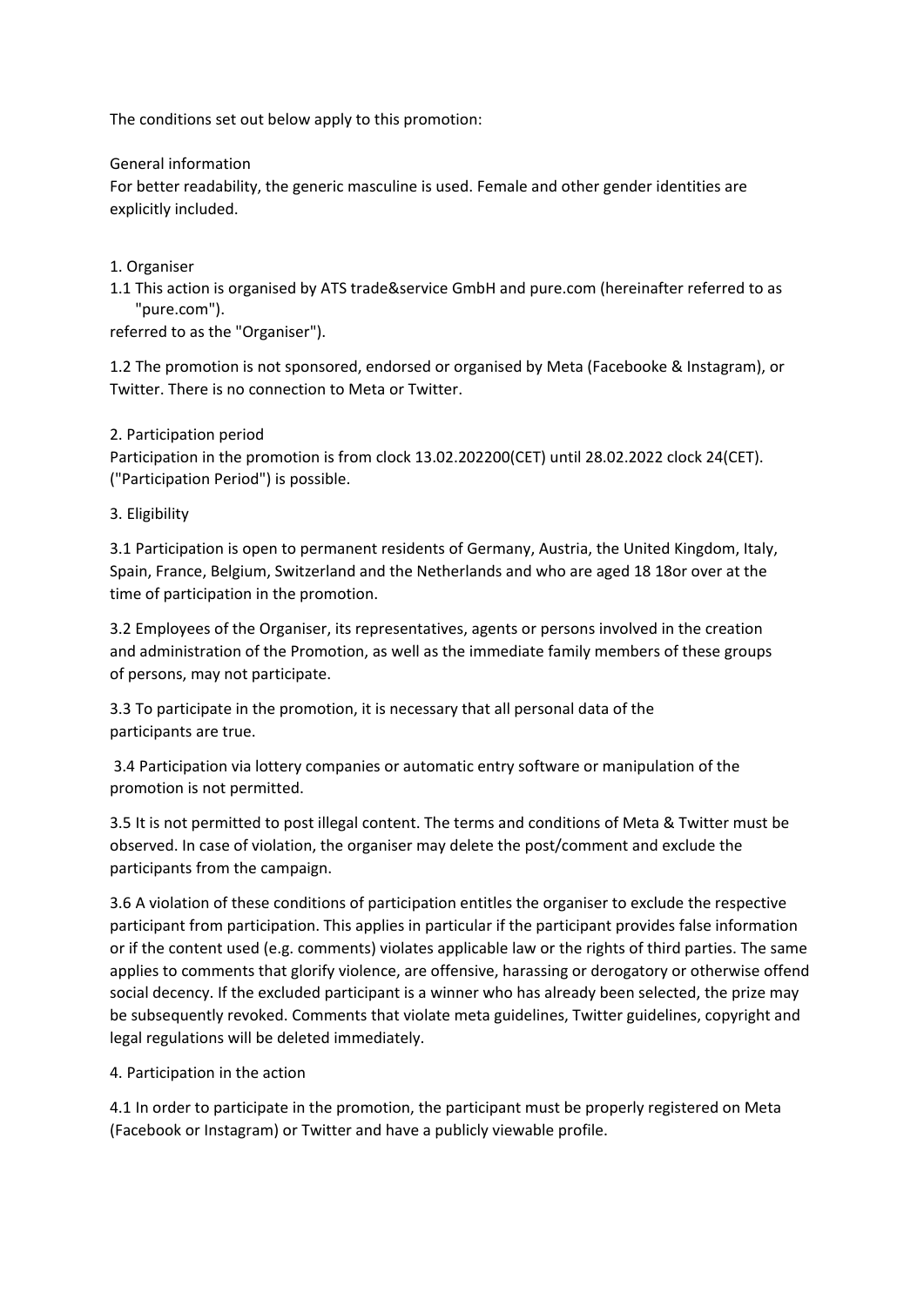The conditions set out below apply to this promotion:

General information
For better readability, the generic masculine is used. Female and other gender identities are explicitly included.

1. Organiser

1.1 This action is organised by ATS trade&service GmbH and pure.com (hereinafter referred to as "pure.com").
referred to as the "Organiser").

1.2 The promotion is not sponsored, endorsed or organised by Meta (Facebooke & Instagram), or Twitter. There is no connection to Meta or Twitter.

2. Participation period

Participation in the promotion is from clock 13.02.202200(CET) until 28.02.2022 clock 24(CET). ("Participation Period") is possible.

3. Eligibility

3.1 Participation is open to permanent residents of Germany, Austria, the United Kingdom, Italy, Spain, France, Belgium, Switzerland and the Netherlands and who are aged 18 18or over at the time of participation in the promotion.

3.2 Employees of the Organiser, its representatives, agents or persons involved in the creation and administration of the Promotion, as well as the immediate family members of these groups of persons, may not participate.

3.3 To participate in the promotion, it is necessary that all personal data of the participants are true.

3.4 Participation via lottery companies or automatic entry software or manipulation of the promotion is not permitted.

3.5 It is not permitted to post illegal content. The terms and conditions of Meta & Twitter must be observed. In case of violation, the organiser may delete the post/comment and exclude the participants from the campaign.

3.6 A violation of these conditions of participation entitles the organiser to exclude the respective participant from participation. This applies in particular if the participant provides false information or if the content used (e.g. comments) violates applicable law or the rights of third parties. The same applies to comments that glorify violence, are offensive, harassing or derogatory or otherwise offend social decency. If the excluded participant is a winner who has already been selected, the prize may be subsequently revoked. Comments that violate meta guidelines, Twitter guidelines, copyright and legal regulations will be deleted immediately.

4. Participation in the action

4.1 In order to participate in the promotion, the participant must be properly registered on Meta (Facebook or Instagram) or Twitter and have a publicly viewable profile.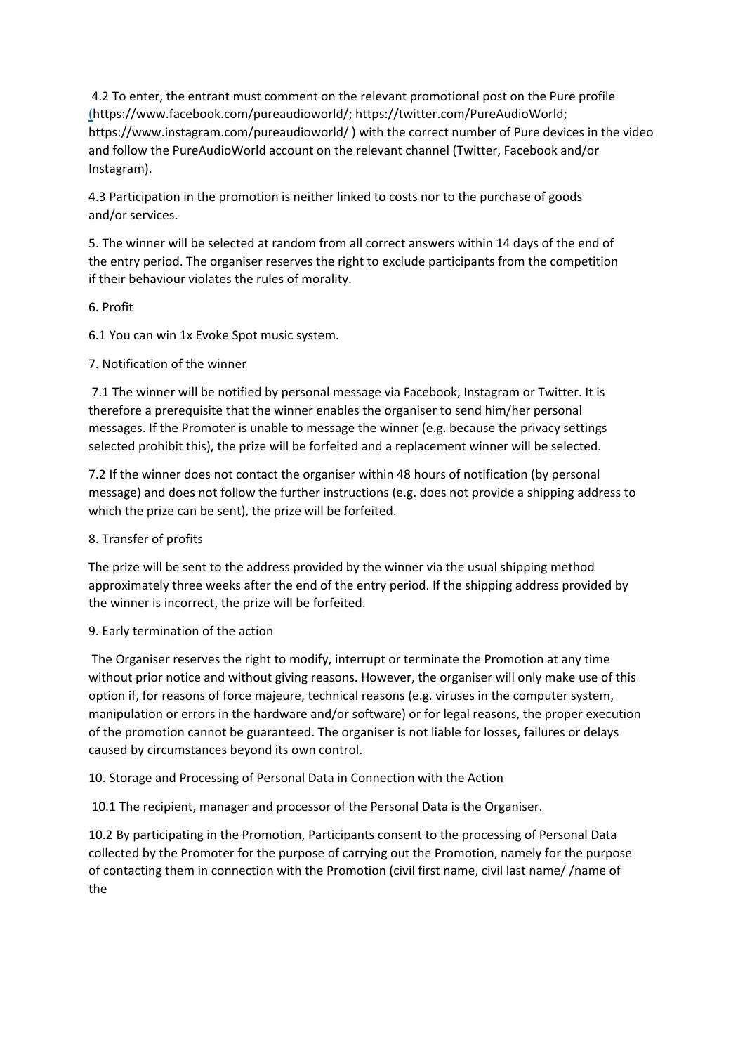4.2 To enter, the entrant must comment on the relevant promotional post on the Pure profile (https://www.facebook.com/pureaudioworld/; https://twitter.com/PureAudioWorld; https://www.instagram.com/pureaudioworld/ ) with the correct number of Pure devices in the video and follow the PureAudioWorld account on the relevant channel (Twitter, Facebook and/or Instagram).

4.3 Participation in the promotion is neither linked to costs nor to the purchase of goods and/or services.

5. The winner will be selected at random from all correct answers within 14 days of the end of the entry period. The organiser reserves the right to exclude participants from the competition if their behaviour violates the rules of morality.

6. Profit

6.1 You can win 1x Evoke Spot music system.

7. Notification of the winner

7.1 The winner will be notified by personal message via Facebook, Instagram or Twitter. It is therefore a prerequisite that the winner enables the organiser to send him/her personal messages. If the Promoter is unable to message the winner (e.g. because the privacy settings selected prohibit this), the prize will be forfeited and a replacement winner will be selected.

7.2 If the winner does not contact the organiser within 48 hours of notification (by personal message) and does not follow the further instructions (e.g. does not provide a shipping address to which the prize can be sent), the prize will be forfeited.

8. Transfer of profits

The prize will be sent to the address provided by the winner via the usual shipping method approximately three weeks after the end of the entry period. If the shipping address provided by the winner is incorrect, the prize will be forfeited.

9. Early termination of the action

The Organiser reserves the right to modify, interrupt or terminate the Promotion at any time without prior notice and without giving reasons. However, the organiser will only make use of this option if, for reasons of force majeure, technical reasons (e.g. viruses in the computer system, manipulation or errors in the hardware and/or software) or for legal reasons, the proper execution of the promotion cannot be guaranteed. The organiser is not liable for losses, failures or delays caused by circumstances beyond its own control.

10. Storage and Processing of Personal Data in Connection with the Action

10.1 The recipient, manager and processor of the Personal Data is the Organiser.

10.2 By participating in the Promotion, Participants consent to the processing of Personal Data collected by the Promoter for the purpose of carrying out the Promotion, namely for the purpose of contacting them in connection with the Promotion (civil first name, civil last name/ /name of the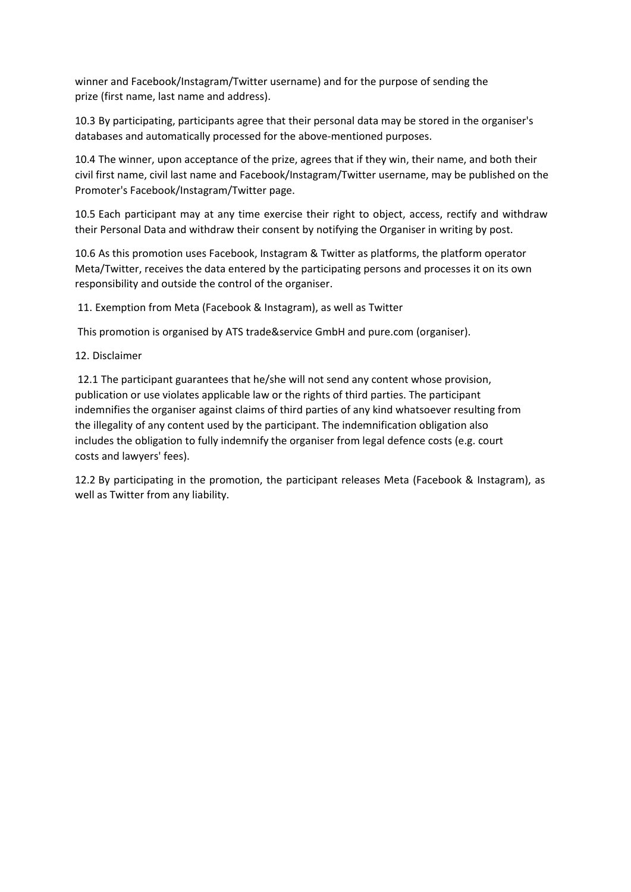winner and Facebook/Instagram/Twitter username) and for the purpose of sending the prize (first name, last name and address).

10.3 By participating, participants agree that their personal data may be stored in the organiser's databases and automatically processed for the above-mentioned purposes.

10.4 The winner, upon acceptance of the prize, agrees that if they win, their name, and both their civil first name, civil last name and Facebook/Instagram/Twitter username, may be published on the Promoter's Facebook/Instagram/Twitter page.

10.5 Each participant may at any time exercise their right to object, access, rectify and withdraw their Personal Data and withdraw their consent by notifying the Organiser in writing by post.

10.6 As this promotion uses Facebook, Instagram & Twitter as platforms, the platform operator Meta/Twitter, receives the data entered by the participating persons and processes it on its own responsibility and outside the control of the organiser.

11. Exemption from Meta (Facebook & Instagram), as well as Twitter

This promotion is organised by ATS trade&service GmbH and pure.com (organiser).

12. Disclaimer

12.1 The participant guarantees that he/she will not send any content whose provision, publication or use violates applicable law or the rights of third parties. The participant indemnifies the organiser against claims of third parties of any kind whatsoever resulting from the illegality of any content used by the participant. The indemnification obligation also includes the obligation to fully indemnify the organiser from legal defence costs (e.g. court costs and lawyers' fees).

12.2 By participating in the promotion, the participant releases Meta (Facebook & Instagram), as well as Twitter from any liability.